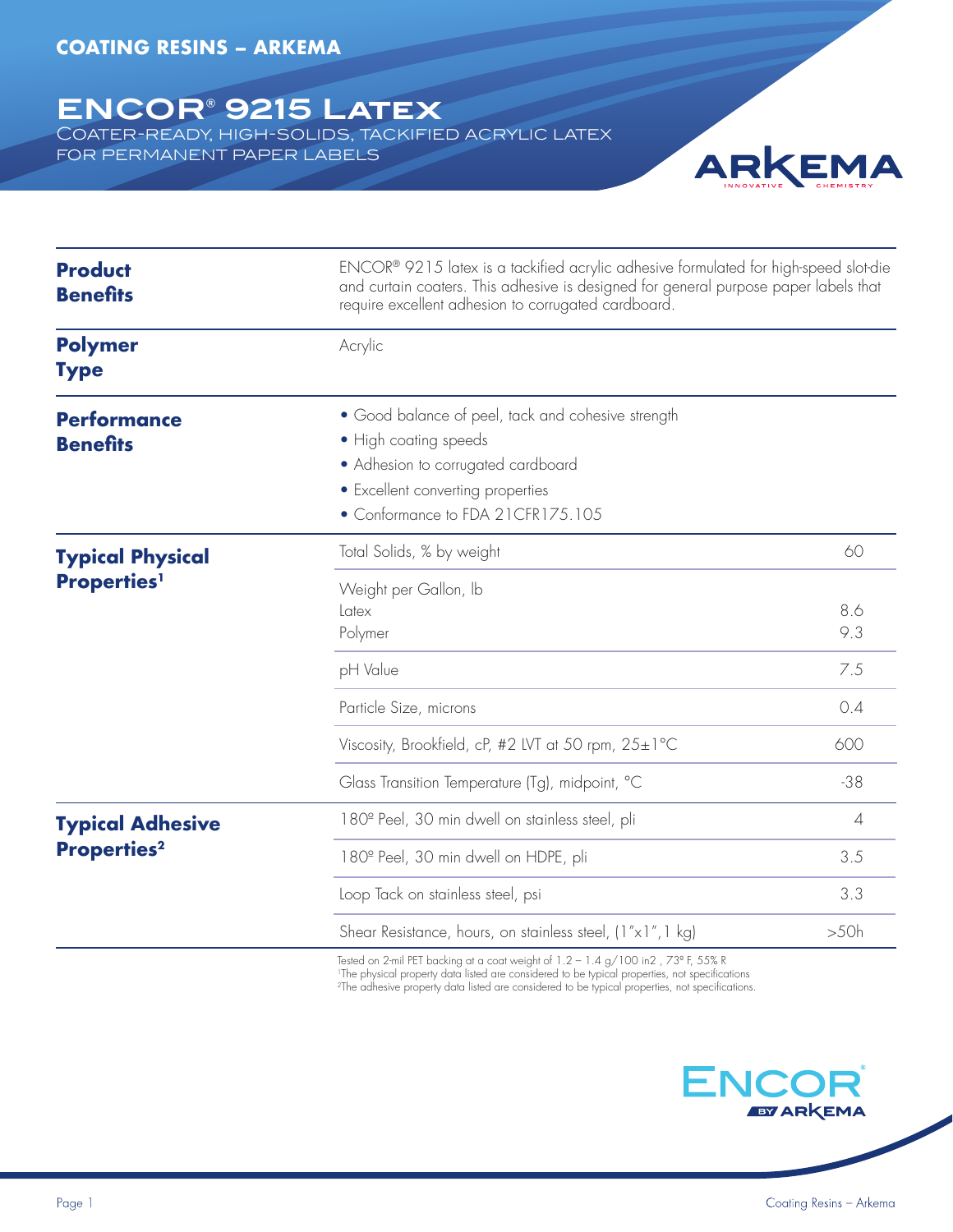COATING RESINS – ARKEMA

# ENCOR® 9215 Latex

## COATER-READY, HIGH-SOLIDS, TACKIFIED ACRYLIC LATEX FOR PERMANENT PAPER LABELS

**Product Benefits**

ENCOR® 9215 latex is a tackified acrylic adhesive formulated for high-speed slot-die and curtain coaters. This adhesive is designed for general purpose paper labels that require excellent adhesion to corrugated cardboard.

**Polymer Type**

Acrylic

**Performance Benefits**

- Good balance of peel, tack and cohesive strength
- High coating speeds
- Adhesion to corrugated cardboard
- Excellent converting properties
- Conformance to FDA 21CFR175.105

**Typical Physical Properties[1]**

| Property | Value |
|---|---|
| Total Solids, % by weight | 60 |
| Weight per Gallon, lb — Latex | 8.6 |
| Weight per Gallon, lb — Polymer | 9.3 |
| pH Value | 7.5 |
| Particle Size, microns | 0.4 |
| Viscosity, Brookfield, cP, #2 LVT at 50 rpm, 25±1°C | 600 |
| Glass Transition Temperature (Tg), midpoint, °C | -38 |

**Typical Adhesive Properties[2]**

| Property | Value |
|---|---|
| 180º Peel, 30 min dwell on stainless steel, pli | 4 |
| 180º Peel, 30 min dwell on HDPE, pli | 3.5 |
| Loop Tack on stainless steel, psi | 3.3 |
| Shear Resistance, hours, on stainless steel, (1"x1",1 kg) | >50h |

Tested on 2-mil PET backing at a coat weight of 1.2 – 1.4 g/100 in2 , 73º F, 55% R

[1]The physical property data listed are considered to be typical properties, not specifications

[2]The adhesive property data listed are considered to be typical properties, not specifications.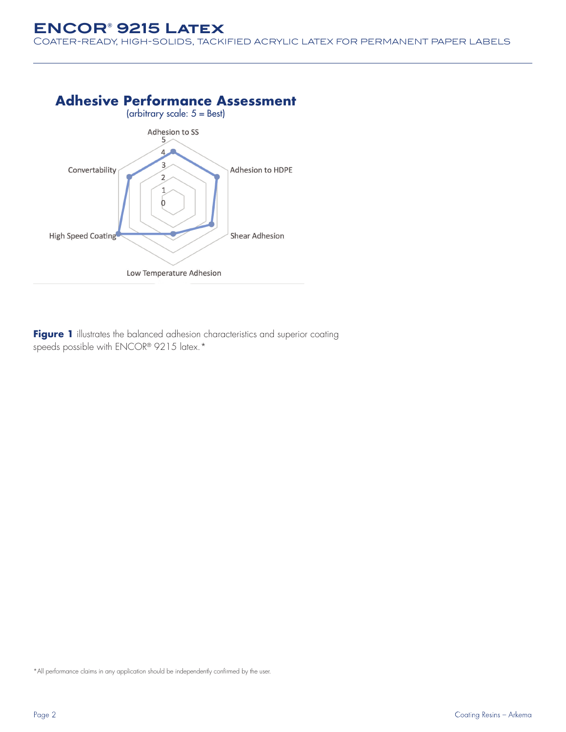## Adhesive Performance Assessment

(arbitrary scale: 5 = Best)

Adhesion to SS

Adhesion to HDPE

Shear Adhesion

Low Temperature Adhesion

High Speed Coating

Convertability

**Figure 1** illustrates the balanced adhesion characteristics and superior coating speeds possible with ENCOR® 9215 latex.*

*All performance claims in any application should be independently confirmed by the user.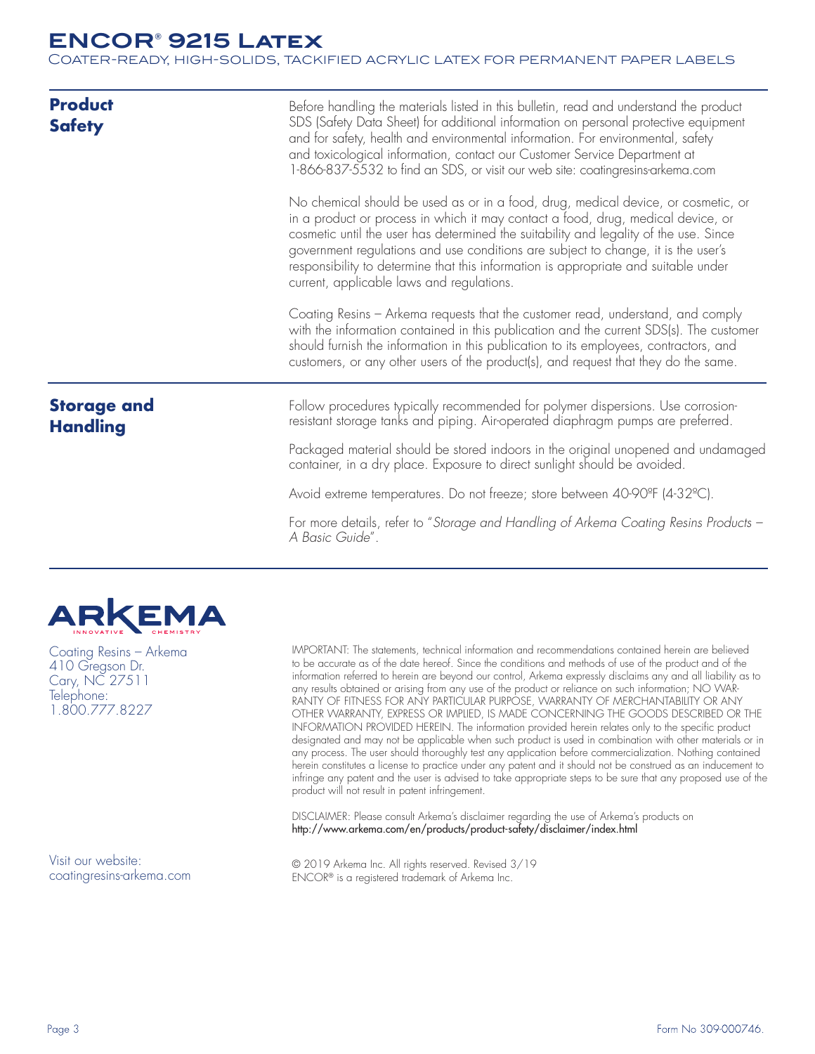# ENCOR® 9215 Latex

Coater-ready, high-solids, tackified acrylic latex for permanent paper labels

## Product Safety

Before handling the materials listed in this bulletin, read and understand the product SDS (Safety Data Sheet) for additional information on personal protective equipment and for safety, health and environmental information. For environmental, safety and toxicological information, contact our Customer Service Department at 1-866-837-5532 to find an SDS, or visit our web site: coatingresins-arkema.com

No chemical should be used as or in a food, drug, medical device, or cosmetic, or in a product or process in which it may contact a food, drug, medical device, or cosmetic until the user has determined the suitability and legality of the use. Since government regulations and use conditions are subject to change, it is the user's responsibility to determine that this information is appropriate and suitable under current, applicable laws and regulations.

Coating Resins – Arkema requests that the customer read, understand, and comply with the information contained in this publication and the current SDS(s). The customer should furnish the information in this publication to its employees, contractors, and customers, or any other users of the product(s), and request that they do the same.

## Storage and Handling

Follow procedures typically recommended for polymer dispersions. Use corrosion-resistant storage tanks and piping. Air-operated diaphragm pumps are preferred.

Packaged material should be stored indoors in the original unopened and undamaged container, in a dry place. Exposure to direct sunlight should be avoided.

Avoid extreme temperatures. Do not freeze; store between 40-90ºF (4-32ºC).

For more details, refer to "*Storage and Handling of Arkema Coating Resins Products – A Basic Guide*".

ARKEMA
INNOVATIVE CHEMISTRY

Coating Resins – Arkema
410 Gregson Dr.
Cary, NC 27511
Telephone:
1.800.777.8227

IMPORTANT: The statements, technical information and recommendations contained herein are believed to be accurate as of the date hereof. Since the conditions and methods of use of the product and of the information referred to herein are beyond our control, Arkema expressly disclaims any and all liability as to any results obtained or arising from any use of the product or reliance on such information; NO WARRANTY OF FITNESS FOR ANY PARTICULAR PURPOSE, WARRANTY OF MERCHANTABILITY OR ANY OTHER WARRANTY, EXPRESS OR IMPLIED, IS MADE CONCERNING THE GOODS DESCRIBED OR THE INFORMATION PROVIDED HEREIN. The information provided herein relates only to the specific product designated and may not be applicable when such product is used in combination with other materials or in any process. The user should thoroughly test any application before commercialization. Nothing contained herein constitutes a license to practice under any patent and it should not be construed as an inducement to infringe any patent and the user is advised to take appropriate steps to be sure that any proposed use of the product will not result in patent infringement.

DISCLAIMER: Please consult Arkema's disclaimer regarding the use of Arkema's products on http://www.arkema.com/en/products/product-safety/disclaimer/index.html

Visit our website:
coatingresins-arkema.com

© 2019 Arkema Inc. All rights reserved. Revised 3/19
ENCOR® is a registered trademark of Arkema Inc.

Form No 309-000746.